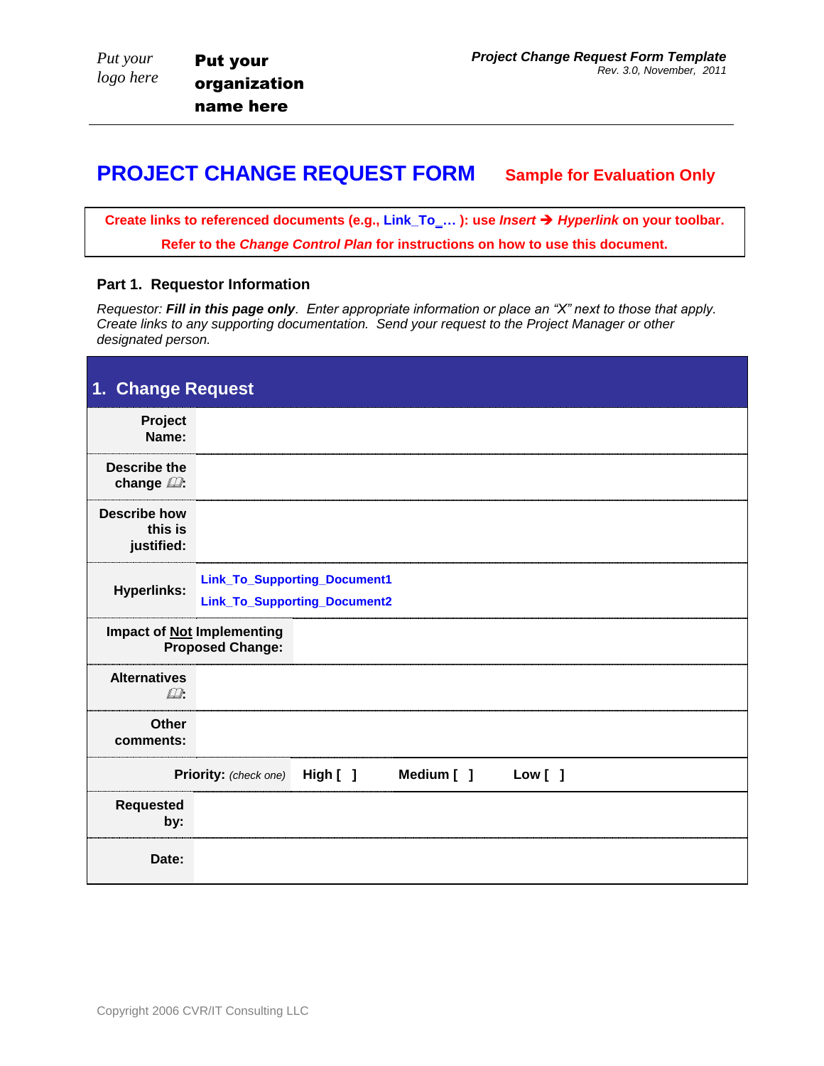Put your logo here

**Put your organization name here**

***Project Change Request Form Template***
*Rev. 3.0, November, 2011*

# PROJECT CHANGE REQUEST FORM

**Sample for Evaluation Only**

**Create links to referenced documents (e.g., Link_To_… ): use *Insert* → *Hyperlink* on your toolbar.**
**Refer to the *Change Control Plan* for instructions on how to use this document.**

### Part 1. Requestor Information

*Requestor: **Fill in this page only**. Enter appropriate information or place an "X" next to those that apply. Create links to any supporting documentation. Send your request to the Project Manager or other designated person.*

| 1. Change Request | | | |
|---|---|---|---|
| **Project Name:** | | | |
| **Describe the change 🕮:** | | | |
| **Describe how this is justified:** | | | |
| **Hyperlinks:** | Link_To_Supporting_Document1<br>Link_To_Supporting_Document2 | | |
| **Impact of Not Implementing Proposed Change:** | | | |
| **Alternatives 🕮:** | | | |
| **Other comments:** | | | |
| **Priority:** *(check one)* | **High [ ]** | **Medium [ ]** | **Low [ ]** |
| **Requested by:** | | | |
| **Date:** | | | |

Copyright 2006 CVR/IT Consulting LLC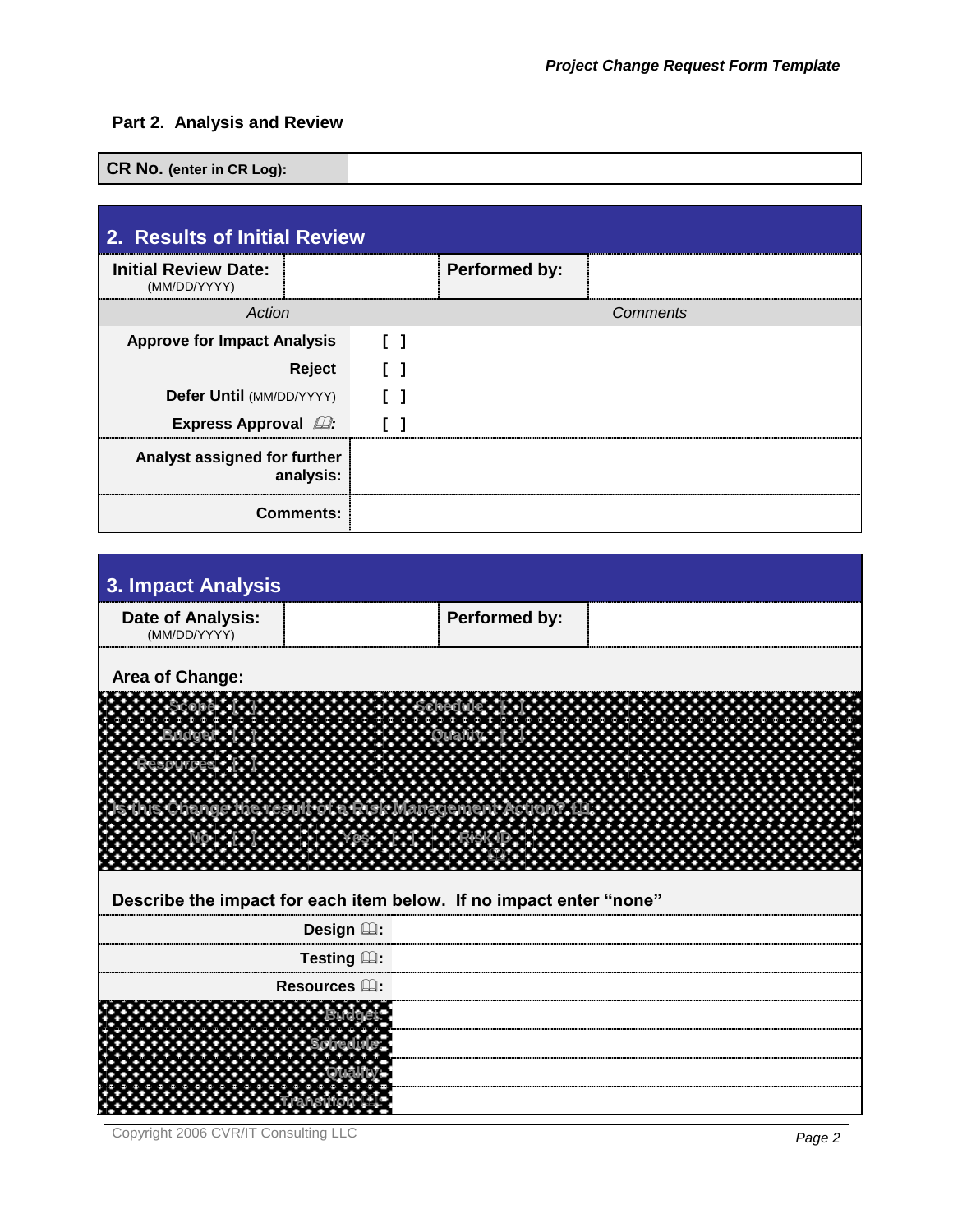## Part 2. Analysis and Review

| CR No. (enter in CR Log): | |
|---|---|

## 2. Results of Initial Review

| Initial Review Date: (MM/DD/YYYY) | | Performed by: | |
|---|---|---|---|

| *Action* | | *Comments* |
|---|---|---|
| **Approve for Impact Analysis** | **[ ]** | |
| **Reject** | **[ ]** | |
| **Defer Until** (MM/DD/YYYY) | **[ ]** | |
| **Express Approval** 🕮**:** | **[ ]** | |

| **Analyst assigned for further analysis:** | |
|---|---|
| **Comments:** | |

## 3. Impact Analysis

| Date of Analysis: (MM/DD/YYYY) | | Performed by: | |
|---|---|---|---|

**Area of Change:**

| | | |
|---|---|---|
| Scope [ ] | Schedule [ ] | |
| Budget [ ] | Quality [ ] | |
| Resources [ ] | | |

Is this Change the result of a Risk Management Action? 🕮:

| No [ ] | Yes [ ] | Risk ID 🕮: | |
|---|---|---|---|

**Describe the impact for each item below. If no impact enter "none"**

| | |
|---|---|
| **Design** 🕮**:** | |
| **Testing** 🕮**:** | |
| **Resources** 🕮**:** | |
| **Budget:** | |
| **Schedule:** | |
| **Quality:** | |
| **Transition** 🕮**:** | |

Copyright 2006 CVR/IT Consulting LLC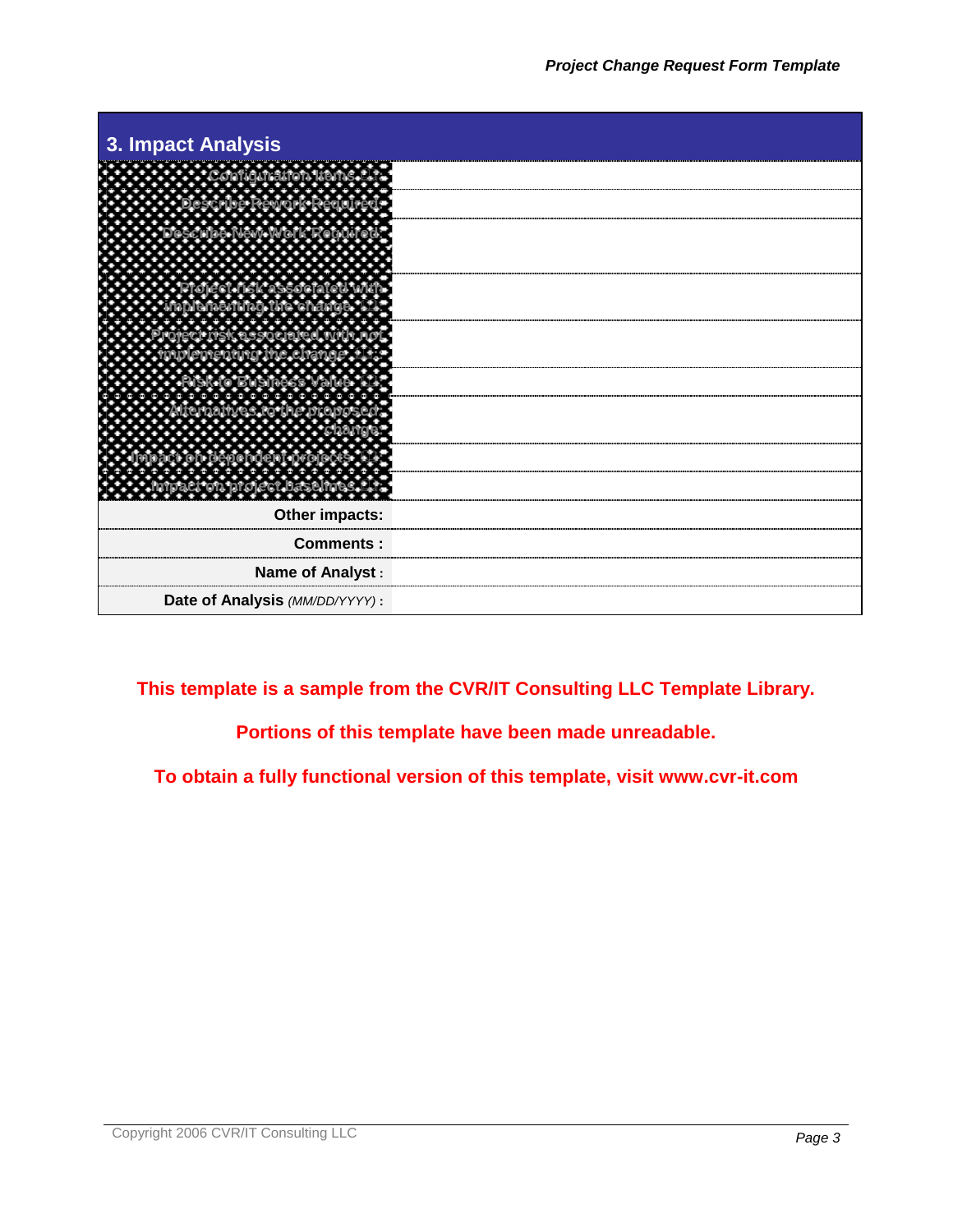## 3. Impact Analysis

| | |
|---|---|
| Configuration Items ...: | |
| Describe Rework Required: | |
| Describe New Work Required: | |
| Project risk associated with implementing the change ...: | |
| Project risk associated with not implementing the change ...: | |
| Risk to Business Value ...: | |
| Alternatives to the proposed change: | |
| Impact on dependent projects ...: | |
| Impact on project baselines ...: | |
| **Other impacts:** | |
| **Comments :** | |
| **Name of Analyst :** | |
| **Date of Analysis** *(MM/DD/YYYY)* **:** | |

**This template is a sample from the CVR/IT Consulting LLC Template Library.**

**Portions of this template have been made unreadable.**

**To obtain a fully functional version of this template, visit www.cvr-it.com**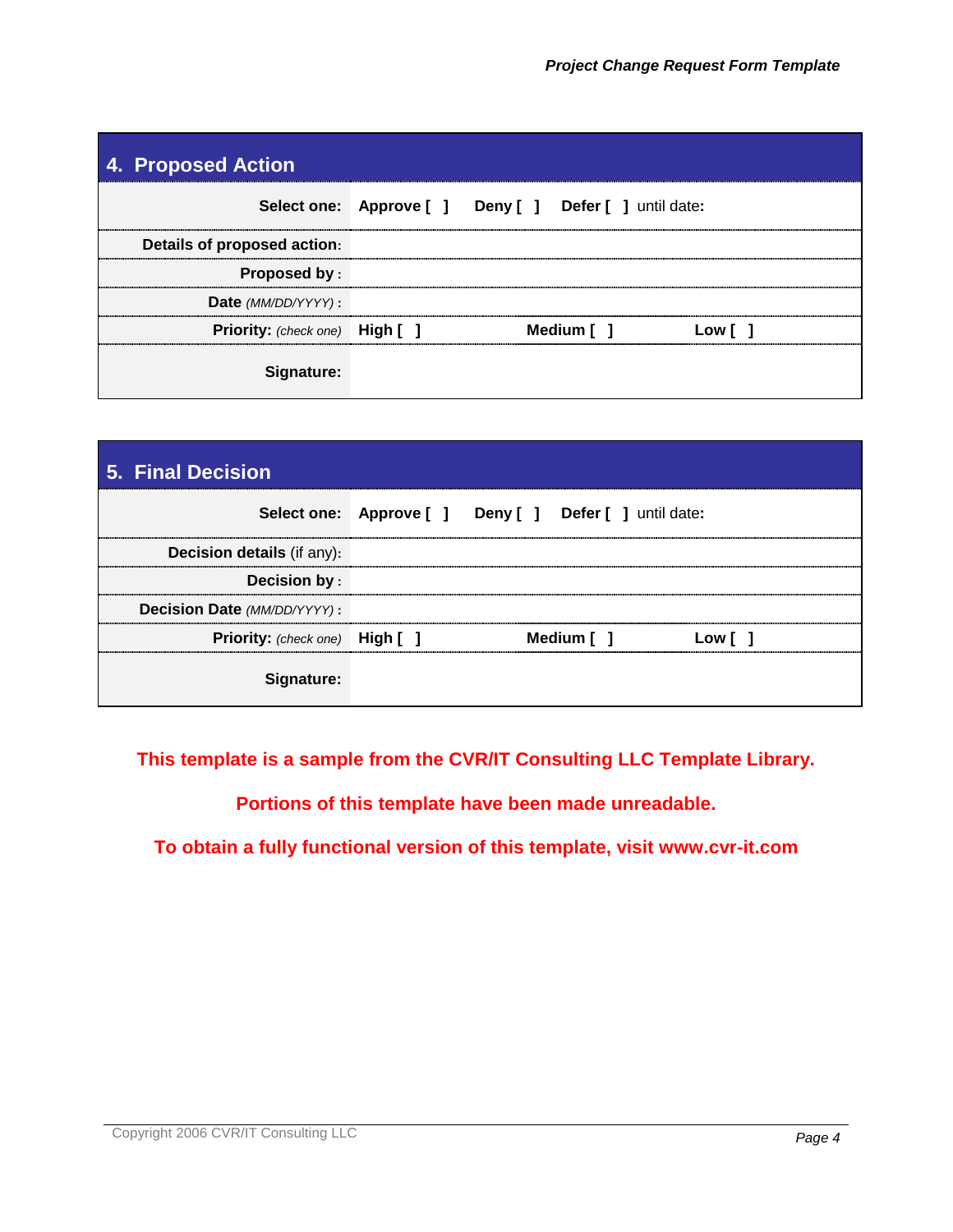## 4. Proposed Action

| | | | |
|---|---|---|---|
| **Select one:** | **Approve [ ]** | **Deny [ ]** | **Defer [ ]** until date: |
| **Details of proposed action**: | | | |
| **Proposed by** : | | | |
| **Date** *(MM/DD/YYYY)* : | | | |
| **Priority:** *(check one)* | **High [ ]** | **Medium [ ]** | **Low [ ]** |
| **Signature:** | | | |

## 5. Final Decision

| | | | |
|---|---|---|---|
| **Select one:** | **Approve [ ]** | **Deny [ ]** | **Defer [ ]** until date: |
| **Decision details** (if any): | | | |
| **Decision by** : | | | |
| **Decision Date** *(MM/DD/YYYY)* : | | | |
| **Priority:** *(check one)* | **High [ ]** | **Medium [ ]** | **Low [ ]** |
| **Signature:** | | | |

**This template is a sample from the CVR/IT Consulting LLC Template Library.**

**Portions of this template have been made unreadable.**

**To obtain a fully functional version of this template, visit www.cvr-it.com**

Copyright 2006 CVR/IT Consulting LLC